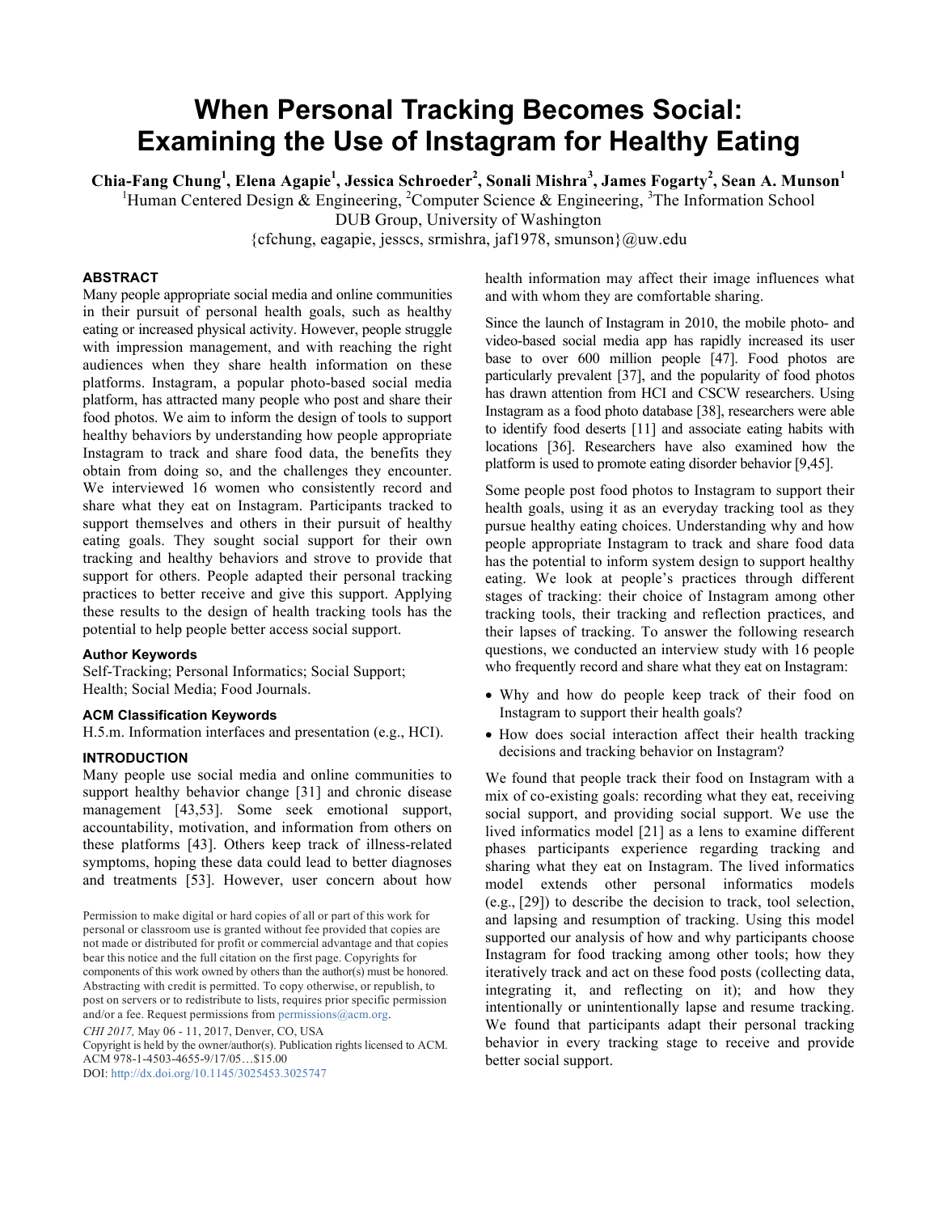# When Personal Tracking Becomes Social: Examining the Use of Instagram for Healthy Eating

**Chia-Fang Chung[1], Elena Agapie[1], Jessica Schroeder[2], Sonali Mishra[3], James Fogarty[2], Sean A. Munson[1]**

[1]Human Centered Design & Engineering, [2]Computer Science & Engineering, [3]The Information School
DUB Group, University of Washington
{cfchung, eagapie, jesscs, srmishra, jaf1978, smunson}@uw.edu

## ABSTRACT

Many people appropriate social media and online communities in their pursuit of personal health goals, such as healthy eating or increased physical activity. However, people struggle with impression management, and with reaching the right audiences when they share health information on these platforms. Instagram, a popular photo-based social media platform, has attracted many people who post and share their food photos. We aim to inform the design of tools to support healthy behaviors by understanding how people appropriate Instagram to track and share food data, the benefits they obtain from doing so, and the challenges they encounter. We interviewed 16 women who consistently record and share what they eat on Instagram. Participants tracked to support themselves and others in their pursuit of healthy eating goals. They sought social support for their own tracking and healthy behaviors and strove to provide that support for others. People adapted their personal tracking practices to better receive and give this support. Applying these results to the design of health tracking tools has the potential to help people better access social support.

### Author Keywords

Self-Tracking; Personal Informatics; Social Support; Health; Social Media; Food Journals.

### ACM Classification Keywords

H.5.m. Information interfaces and presentation (e.g., HCI).

## INTRODUCTION

Many people use social media and online communities to support healthy behavior change [31] and chronic disease management [43,53]. Some seek emotional support, accountability, motivation, and information from others on these platforms [43]. Others keep track of illness-related symptoms, hoping these data could lead to better diagnoses and treatments [53]. However, user concern about how health information may affect their image influences what and with whom they are comfortable sharing.

Since the launch of Instagram in 2010, the mobile photo- and video-based social media app has rapidly increased its user base to over 600 million people [47]. Food photos are particularly prevalent [37], and the popularity of food photos has drawn attention from HCI and CSCW researchers. Using Instagram as a food photo database [38], researchers were able to identify food deserts [11] and associate eating habits with locations [36]. Researchers have also examined how the platform is used to promote eating disorder behavior [9,45].

Some people post food photos to Instagram to support their health goals, using it as an everyday tracking tool as they pursue healthy eating choices. Understanding why and how people appropriate Instagram to track and share food data has the potential to inform system design to support healthy eating. We look at people's practices through different stages of tracking: their choice of Instagram among other tracking tools, their tracking and reflection practices, and their lapses of tracking. To answer the following research questions, we conducted an interview study with 16 people who frequently record and share what they eat on Instagram:

- Why and how do people keep track of their food on Instagram to support their health goals?
- How does social interaction affect their health tracking decisions and tracking behavior on Instagram?

We found that people track their food on Instagram with a mix of co-existing goals: recording what they eat, receiving social support, and providing social support. We use the lived informatics model [21] as a lens to examine different phases participants experience regarding tracking and sharing what they eat on Instagram. The lived informatics model extends other personal informatics models (e.g., [29]) to describe the decision to track, tool selection, and lapsing and resumption of tracking. Using this model supported our analysis of how and why participants choose Instagram for food tracking among other tools; how they iteratively track and act on these food posts (collecting data, integrating it, and reflecting on it); and how they intentionally or unintentionally lapse and resume tracking. We found that participants adapt their personal tracking behavior in every tracking stage to receive and provide better social support.

Permission to make digital or hard copies of all or part of this work for personal or classroom use is granted without fee provided that copies are not made or distributed for profit or commercial advantage and that copies bear this notice and the full citation on the first page. Copyrights for components of this work owned by others than the author(s) must be honored. Abstracting with credit is permitted. To copy otherwise, or republish, to post on servers or to redistribute to lists, requires prior specific permission and/or a fee. Request permissions from permissions@acm.org.

*CHI 2017,* May 06 - 11, 2017, Denver, CO, USA
Copyright is held by the owner/author(s). Publication rights licensed to ACM.
ACM 978-1-4503-4655-9/17/05…$15.00
DOI: http://dx.doi.org/10.1145/3025453.3025747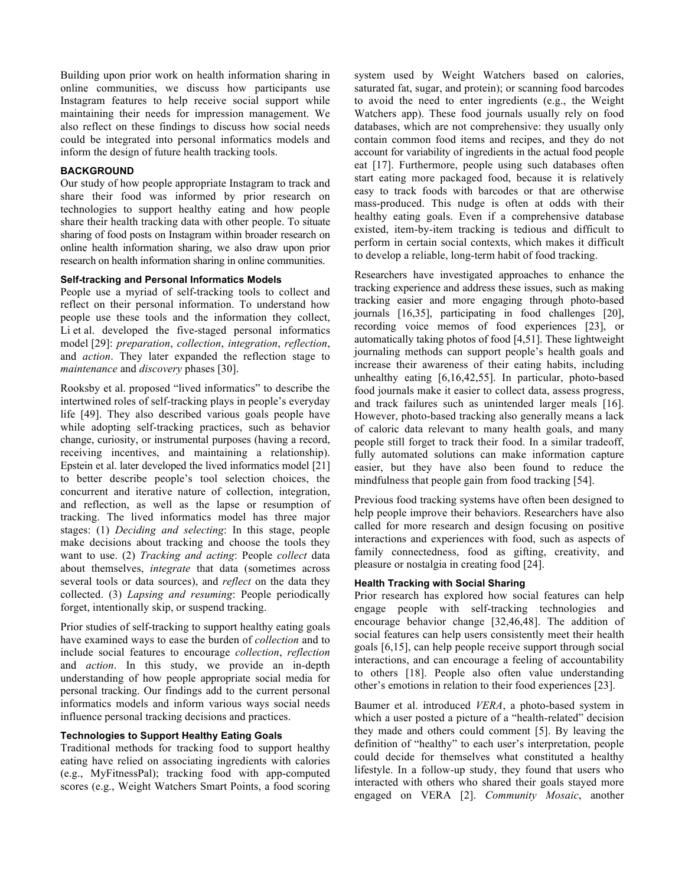Building upon prior work on health information sharing in online communities, we discuss how participants use Instagram features to help receive social support while maintaining their needs for impression management. We also reflect on these findings to discuss how social needs could be integrated into personal informatics models and inform the design of future health tracking tools.

## BACKGROUND

Our study of how people appropriate Instagram to track and share their food was informed by prior research on technologies to support healthy eating and how people share their health tracking data with other people. To situate sharing of food posts on Instagram within broader research on online health information sharing, we also draw upon prior research on health information sharing in online communities.

### Self-tracking and Personal Informatics Models

People use a myriad of self-tracking tools to collect and reflect on their personal information. To understand how people use these tools and the information they collect, Li et al. developed the five-staged personal informatics model [29]: *preparation*, *collection*, *integration*, *reflection*, and *action*. They later expanded the reflection stage to *maintenance* and *discovery* phases [30].

Rooksby et al. proposed "lived informatics" to describe the intertwined roles of self-tracking plays in people's everyday life [49]. They also described various goals people have while adopting self-tracking practices, such as behavior change, curiosity, or instrumental purposes (having a record, receiving incentives, and maintaining a relationship). Epstein et al. later developed the lived informatics model [21] to better describe people's tool selection choices, the concurrent and iterative nature of collection, integration, and reflection, as well as the lapse or resumption of tracking. The lived informatics model has three major stages: (1) *Deciding and selecting*: In this stage, people make decisions about tracking and choose the tools they want to use. (2) *Tracking and acting*: People *collect* data about themselves, *integrate* that data (sometimes across several tools or data sources), and *reflect* on the data they collected. (3) *Lapsing and resuming*: People periodically forget, intentionally skip, or suspend tracking.

Prior studies of self-tracking to support healthy eating goals have examined ways to ease the burden of *collection* and to include social features to encourage *collection*, *reflection* and *action*. In this study, we provide an in-depth understanding of how people appropriate social media for personal tracking. Our findings add to the current personal informatics models and inform various ways social needs influence personal tracking decisions and practices.

### Technologies to Support Healthy Eating Goals

Traditional methods for tracking food to support healthy eating have relied on associating ingredients with calories (e.g., MyFitnessPal); tracking food with app-computed scores (e.g., Weight Watchers Smart Points, a food scoring system used by Weight Watchers based on calories, saturated fat, sugar, and protein); or scanning food barcodes to avoid the need to enter ingredients (e.g., the Weight Watchers app). These food journals usually rely on food databases, which are not comprehensive: they usually only contain common food items and recipes, and they do not account for variability of ingredients in the actual food people eat [17]. Furthermore, people using such databases often start eating more packaged food, because it is relatively easy to track foods with barcodes or that are otherwise mass-produced. This nudge is often at odds with their healthy eating goals. Even if a comprehensive database existed, item-by-item tracking is tedious and difficult to perform in certain social contexts, which makes it difficult to develop a reliable, long-term habit of food tracking.

Researchers have investigated approaches to enhance the tracking experience and address these issues, such as making tracking easier and more engaging through photo-based journals [16,35], participating in food challenges [20], recording voice memos of food experiences [23], or automatically taking photos of food [4,51]. These lightweight journaling methods can support people's health goals and increase their awareness of their eating habits, including unhealthy eating [6,16,42,55]. In particular, photo-based food journals make it easier to collect data, assess progress, and track failures such as unintended larger meals [16]. However, photo-based tracking also generally means a lack of caloric data relevant to many health goals, and many people still forget to track their food. In a similar tradeoff, fully automated solutions can make information capture easier, but they have also been found to reduce the mindfulness that people gain from food tracking [54].

Previous food tracking systems have often been designed to help people improve their behaviors. Researchers have also called for more research and design focusing on positive interactions and experiences with food, such as aspects of family connectedness, food as gifting, creativity, and pleasure or nostalgia in creating food [24].

### Health Tracking with Social Sharing

Prior research has explored how social features can help engage people with self-tracking technologies and encourage behavior change [32,46,48]. The addition of social features can help users consistently meet their health goals [6,15], can help people receive support through social interactions, and can encourage a feeling of accountability to others [18]. People also often value understanding other's emotions in relation to their food experiences [23].

Baumer et al. introduced *VERA*, a photo-based system in which a user posted a picture of a "health-related" decision they made and others could comment [5]. By leaving the definition of "healthy" to each user's interpretation, people could decide for themselves what constituted a healthy lifestyle. In a follow-up study, they found that users who interacted with others who shared their goals stayed more engaged on VERA [2]. *Community Mosaic*, another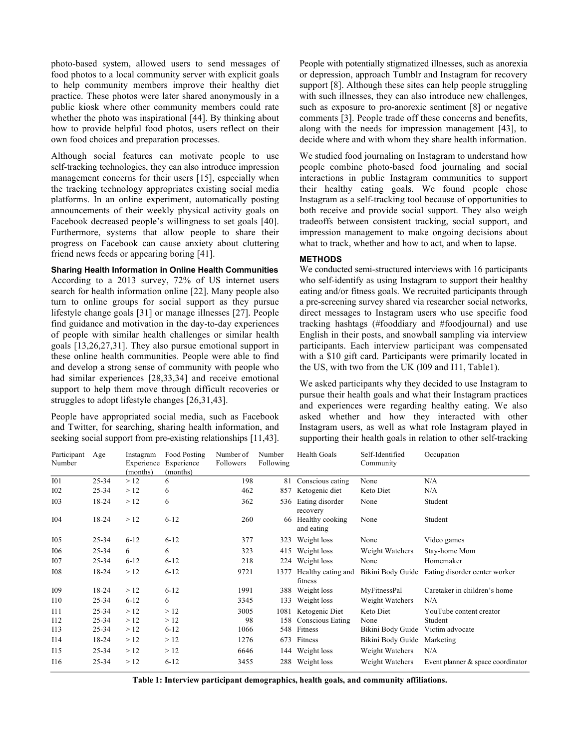photo-based system, allowed users to send messages of food photos to a local community server with explicit goals to help community members improve their healthy diet practice. These photos were later shared anonymously in a public kiosk where other community members could rate whether the photo was inspirational [44]. By thinking about how to provide helpful food photos, users reflect on their own food choices and preparation processes.

Although social features can motivate people to use self-tracking technologies, they can also introduce impression management concerns for their users [15], especially when the tracking technology appropriates existing social media platforms. In an online experiment, automatically posting announcements of their weekly physical activity goals on Facebook decreased people's willingness to set goals [40]. Furthermore, systems that allow people to share their progress on Facebook can cause anxiety about cluttering friend news feeds or appearing boring [41].

### Sharing Health Information in Online Health Communities

According to a 2013 survey, 72% of US internet users search for health information online [22]. Many people also turn to online groups for social support as they pursue lifestyle change goals [31] or manage illnesses [27]. People find guidance and motivation in the day-to-day experiences of people with similar health challenges or similar health goals [13,26,27,31]. They also pursue emotional support in these online health communities. People were able to find and develop a strong sense of community with people who had similar experiences [28,33,34] and receive emotional support to help them move through difficult recoveries or struggles to adopt lifestyle changes [26,31,43].

People have appropriated social media, such as Facebook and Twitter, for searching, sharing health information, and seeking social support from pre-existing relationships [11,43]. People with potentially stigmatized illnesses, such as anorexia or depression, approach Tumblr and Instagram for recovery support [8]. Although these sites can help people struggling with such illnesses, they can also introduce new challenges, such as exposure to pro-anorexic sentiment [8] or negative comments [3]. People trade off these concerns and benefits, along with the needs for impression management [43], to decide where and with whom they share health information.

We studied food journaling on Instagram to understand how people combine photo-based food journaling and social interactions in public Instagram communities to support their healthy eating goals. We found people chose Instagram as a self-tracking tool because of opportunities to both receive and provide social support. They also weigh tradeoffs between consistent tracking, social support, and impression management to make ongoing decisions about what to track, whether and how to act, and when to lapse.

## METHODS

We conducted semi-structured interviews with 16 participants who self-identify as using Instagram to support their healthy eating and/or fitness goals. We recruited participants through a pre-screening survey shared via researcher social networks, direct messages to Instagram users who use specific food tracking hashtags (#fooddiary and #foodjournal) and use English in their posts, and snowball sampling via interview participants. Each interview participant was compensated with a $10 gift card. Participants were primarily located in the US, with two from the UK (I09 and I11, Table1).

We asked participants why they decided to use Instagram to pursue their health goals and what their Instagram practices and experiences were regarding healthy eating. We also asked whether and how they interacted with other Instagram users, as well as what role Instagram played in supporting their health goals in relation to other self-tracking

| Participant Number | Age | Instagram Experience (months) | Food Posting Experience (months) | Number of Followers | Number Following | Health Goals | Self-Identified Community | Occupation |
|---|---|---|---|---|---|---|---|---|
| I01 | 25-34 | > 12 | 6 | 198 | 81 | Conscious eating | None | N/A |
| I02 | 25-34 | > 12 | 6 | 462 | 857 | Ketogenic diet | Keto Diet | N/A |
| I03 | 18-24 | > 12 | 6 | 362 | 536 | Eating disorder recovery | None | Student |
| I04 | 18-24 | > 12 | 6-12 | 260 | 66 | Healthy cooking and eating | None | Student |
| I05 | 25-34 | 6-12 | 6-12 | 377 | 323 | Weight loss | None | Video games |
| I06 | 25-34 | 6 | 6 | 323 | 415 | Weight loss | Weight Watchers | Stay-home Mom |
| I07 | 25-34 | 6-12 | 6-12 | 218 | 224 | Weight loss | None | Homemaker |
| I08 | 18-24 | > 12 | 6-12 | 9721 | 1377 | Healthy eating and fitness | Bikini Body Guide | Eating disorder center worker |
| I09 | 18-24 | > 12 | 6-12 | 1991 | 388 | Weight loss | MyFitnessPal | Caretaker in children's home |
| I10 | 25-34 | 6-12 | 6 | 3345 | 133 | Weight loss | Weight Watchers | N/A |
| I11 | 25-34 | > 12 | > 12 | 3005 | 1081 | Ketogenic Diet | Keto Diet | YouTube content creator |
| I12 | 25-34 | > 12 | > 12 | 98 | 158 | Conscious Eating | None | Student |
| I13 | 25-34 | > 12 | 6-12 | 1066 | 548 | Fitness | Bikini Body Guide | Victim advocate |
| I14 | 18-24 | > 12 | > 12 | 1276 | 673 | Fitness | Bikini Body Guide | Marketing |
| I15 | 25-34 | > 12 | > 12 | 6646 | 144 | Weight loss | Weight Watchers | N/A |
| I16 | 25-34 | > 12 | 6-12 | 3455 | 288 | Weight loss | Weight Watchers | Event planner & space coordinator |

**Table 1: Interview participant demographics, health goals, and community affiliations.**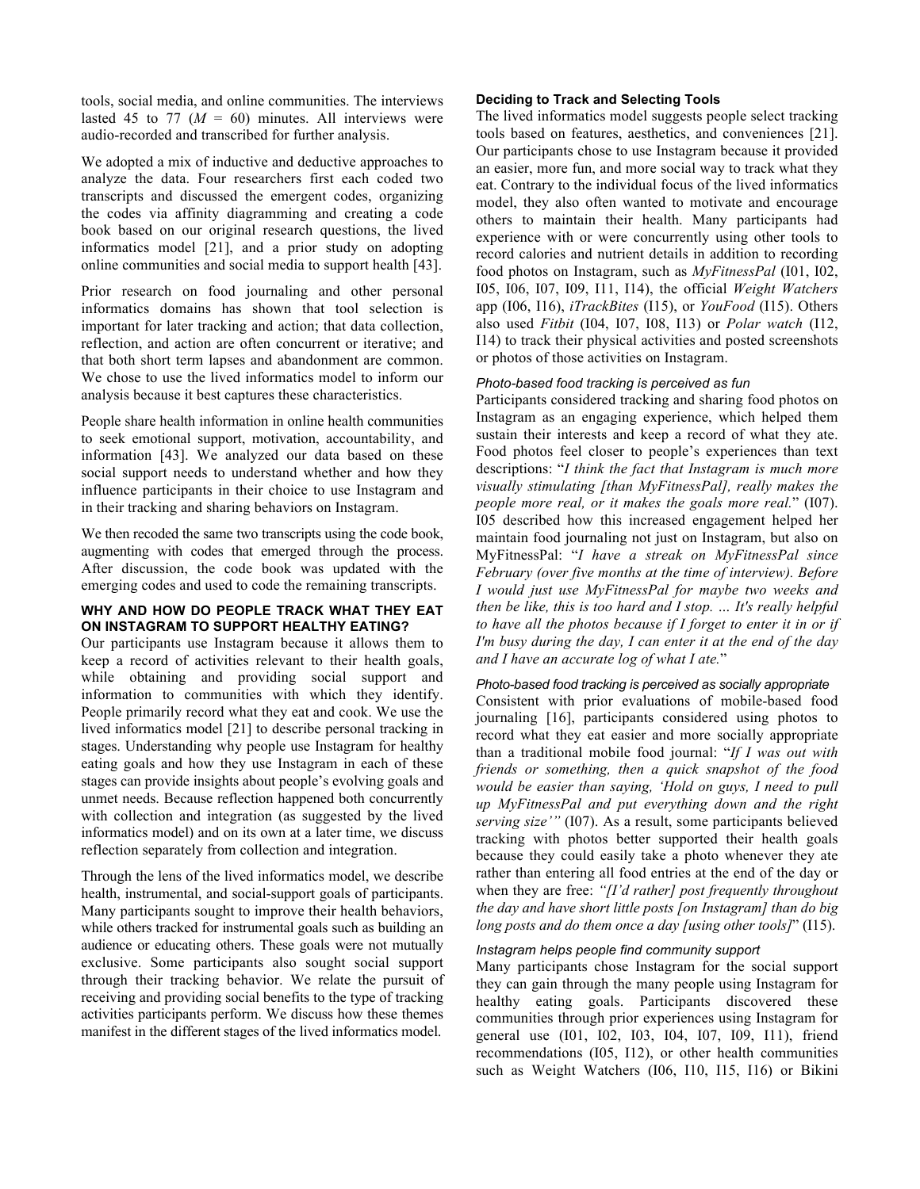tools, social media, and online communities. The interviews lasted 45 to 77 ($M$ = 60) minutes. All interviews were audio-recorded and transcribed for further analysis.

We adopted a mix of inductive and deductive approaches to analyze the data. Four researchers first each coded two transcripts and discussed the emergent codes, organizing the codes via affinity diagramming and creating a code book based on our original research questions, the lived informatics model [21], and a prior study on adopting online communities and social media to support health [43].

Prior research on food journaling and other personal informatics domains has shown that tool selection is important for later tracking and action; that data collection, reflection, and action are often concurrent or iterative; and that both short term lapses and abandonment are common. We chose to use the lived informatics model to inform our analysis because it best captures these characteristics.

People share health information in online health communities to seek emotional support, motivation, accountability, and information [43]. We analyzed our data based on these social support needs to understand whether and how they influence participants in their choice to use Instagram and in their tracking and sharing behaviors on Instagram.

We then recoded the same two transcripts using the code book, augmenting with codes that emerged through the process. After discussion, the code book was updated with the emerging codes and used to code the remaining transcripts.

## WHY AND HOW DO PEOPLE TRACK WHAT THEY EAT ON INSTAGRAM TO SUPPORT HEALTHY EATING?

Our participants use Instagram because it allows them to keep a record of activities relevant to their health goals, while obtaining and providing social support and information to communities with which they identify. People primarily record what they eat and cook. We use the lived informatics model [21] to describe personal tracking in stages. Understanding why people use Instagram for healthy eating goals and how they use Instagram in each of these stages can provide insights about people's evolving goals and unmet needs. Because reflection happened both concurrently with collection and integration (as suggested by the lived informatics model) and on its own at a later time, we discuss reflection separately from collection and integration.

Through the lens of the lived informatics model, we describe health, instrumental, and social-support goals of participants. Many participants sought to improve their health behaviors, while others tracked for instrumental goals such as building an audience or educating others. These goals were not mutually exclusive. Some participants also sought social support through their tracking behavior. We relate the pursuit of receiving and providing social benefits to the type of tracking activities participants perform. We discuss how these themes manifest in the different stages of the lived informatics model.

### Deciding to Track and Selecting Tools

The lived informatics model suggests people select tracking tools based on features, aesthetics, and conveniences [21]. Our participants chose to use Instagram because it provided an easier, more fun, and more social way to track what they eat. Contrary to the individual focus of the lived informatics model, they also often wanted to motivate and encourage others to maintain their health. Many participants had experience with or were concurrently using other tools to record calories and nutrient details in addition to recording food photos on Instagram, such as *MyFitnessPal* (I01, I02, I05, I06, I07, I09, I11, I14), the official *Weight Watchers* app (I06, I16), *iTrackBites* (I15), or *YouFood* (I15). Others also used *Fitbit* (I04, I07, I08, I13) or *Polar watch* (I12, I14) to track their physical activities and posted screenshots or photos of those activities on Instagram.

#### *Photo-based food tracking is perceived as fun*

Participants considered tracking and sharing food photos on Instagram as an engaging experience, which helped them sustain their interests and keep a record of what they ate. Food photos feel closer to people's experiences than text descriptions: "*I think the fact that Instagram is much more visually stimulating [than MyFitnessPal], really makes the people more real, or it makes the goals more real.*" (I07). I05 described how this increased engagement helped her maintain food journaling not just on Instagram, but also on MyFitnessPal: "*I have a streak on MyFitnessPal since February (over five months at the time of interview). Before I would just use MyFitnessPal for maybe two weeks and then be like, this is too hard and I stop. … It's really helpful to have all the photos because if I forget to enter it in or if I'm busy during the day, I can enter it at the end of the day and I have an accurate log of what I ate.*"

#### *Photo-based food tracking is perceived as socially appropriate*

Consistent with prior evaluations of mobile-based food journaling [16], participants considered using photos to record what they eat easier and more socially appropriate than a traditional mobile food journal: "*If I was out with friends or something, then a quick snapshot of the food would be easier than saying, 'Hold on guys, I need to pull up MyFitnessPal and put everything down and the right serving size'*" (I07). As a result, some participants believed tracking with photos better supported their health goals because they could easily take a photo whenever they ate rather than entering all food entries at the end of the day or when they are free: *"[I'd rather] post frequently throughout the day and have short little posts [on Instagram] than do big long posts and do them once a day [using other tools]*" (I15).

#### *Instagram helps people find community support*

Many participants chose Instagram for the social support they can gain through the many people using Instagram for healthy eating goals. Participants discovered these communities through prior experiences using Instagram for general use (I01, I02, I03, I04, I07, I09, I11), friend recommendations (I05, I12), or other health communities such as Weight Watchers (I06, I10, I15, I16) or Bikini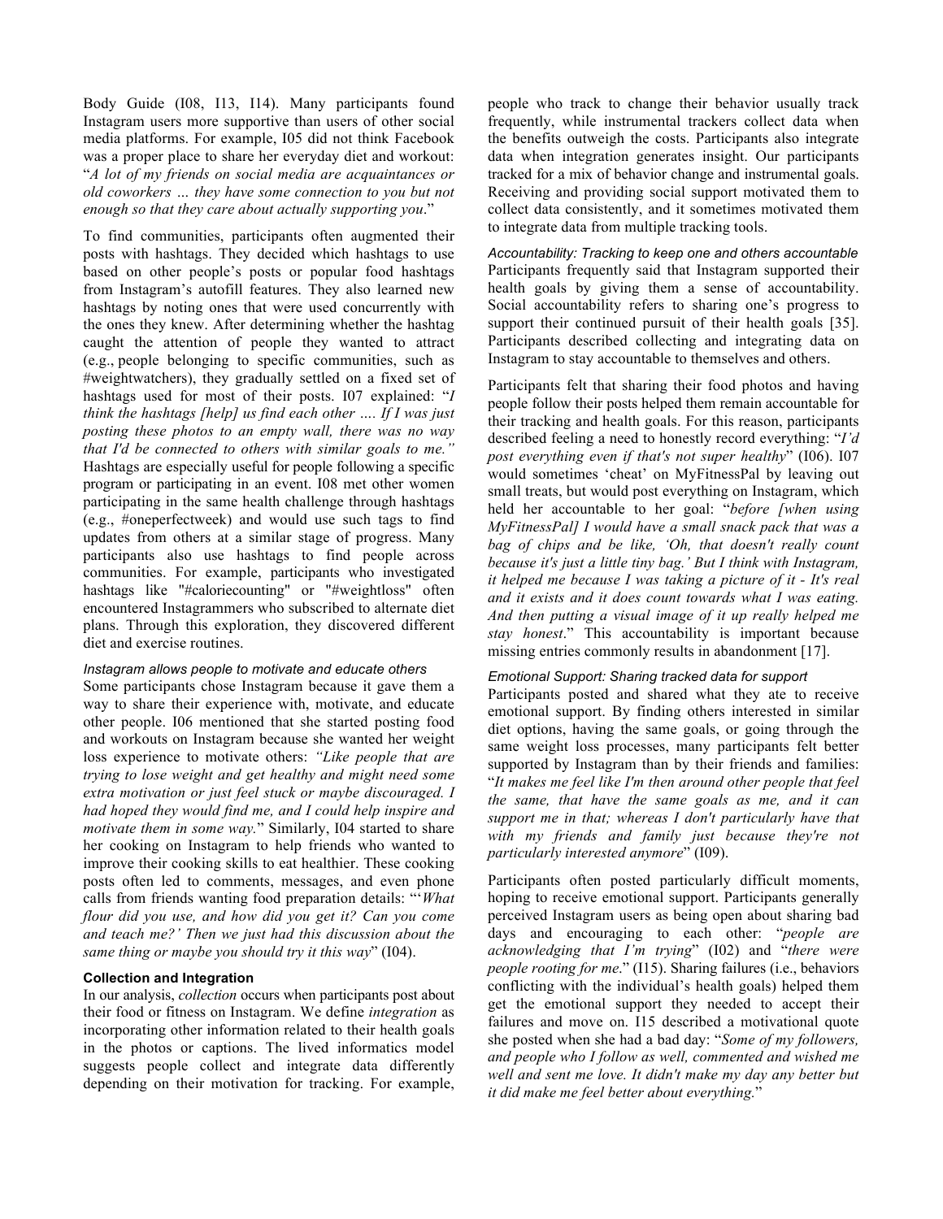Body Guide (I08, I13, I14). Many participants found Instagram users more supportive than users of other social media platforms. For example, I05 did not think Facebook was a proper place to share her everyday diet and workout: "*A lot of my friends on social media are acquaintances or old coworkers … they have some connection to you but not enough so that they care about actually supporting you*."

To find communities, participants often augmented their posts with hashtags. They decided which hashtags to use based on other people's posts or popular food hashtags from Instagram's autofill features. They also learned new hashtags by noting ones that were used concurrently with the ones they knew. After determining whether the hashtag caught the attention of people they wanted to attract (e.g., people belonging to specific communities, such as #weightwatchers), they gradually settled on a fixed set of hashtags used for most of their posts. I07 explained: "*I think the hashtags [help] us find each other …. If I was just posting these photos to an empty wall, there was no way that I'd be connected to others with similar goals to me."* Hashtags are especially useful for people following a specific program or participating in an event. I08 met other women participating in the same health challenge through hashtags (e.g., #oneperfectweek) and would use such tags to find updates from others at a similar stage of progress. Many participants also use hashtags to find people across communities. For example, participants who investigated hashtags like "#caloriecounting" or "#weightloss" often encountered Instagrammers who subscribed to alternate diet plans. Through this exploration, they discovered different diet and exercise routines.

*Instagram allows people to motivate and educate others*

Some participants chose Instagram because it gave them a way to share their experience with, motivate, and educate other people. I06 mentioned that she started posting food and workouts on Instagram because she wanted her weight loss experience to motivate others: *"Like people that are trying to lose weight and get healthy and might need some extra motivation or just feel stuck or maybe discouraged. I had hoped they would find me, and I could help inspire and motivate them in some way.*" Similarly, I04 started to share her cooking on Instagram to help friends who wanted to improve their cooking skills to eat healthier. These cooking posts often led to comments, messages, and even phone calls from friends wanting food preparation details: "'*What flour did you use, and how did you get it? Can you come and teach me?' Then we just had this discussion about the same thing or maybe you should try it this way*" (I04).

**Collection and Integration**

In our analysis, *collection* occurs when participants post about their food or fitness on Instagram. We define *integration* as incorporating other information related to their health goals in the photos or captions. The lived informatics model suggests people collect and integrate data differently depending on their motivation for tracking. For example, people who track to change their behavior usually track frequently, while instrumental trackers collect data when the benefits outweigh the costs. Participants also integrate data when integration generates insight. Our participants tracked for a mix of behavior change and instrumental goals. Receiving and providing social support motivated them to collect data consistently, and it sometimes motivated them to integrate data from multiple tracking tools.

*Accountability: Tracking to keep one and others accountable*

Participants frequently said that Instagram supported their health goals by giving them a sense of accountability. Social accountability refers to sharing one's progress to support their continued pursuit of their health goals [35]. Participants described collecting and integrating data on Instagram to stay accountable to themselves and others.

Participants felt that sharing their food photos and having people follow their posts helped them remain accountable for their tracking and health goals. For this reason, participants described feeling a need to honestly record everything: "*I'd post everything even if that's not super healthy*" (I06). I07 would sometimes 'cheat' on MyFitnessPal by leaving out small treats, but would post everything on Instagram, which held her accountable to her goal: "*before [when using MyFitnessPal] I would have a small snack pack that was a bag of chips and be like, 'Oh, that doesn't really count because it's just a little tiny bag.' But I think with Instagram, it helped me because I was taking a picture of it - It's real and it exists and it does count towards what I was eating. And then putting a visual image of it up really helped me stay honest*." This accountability is important because missing entries commonly results in abandonment [17].

*Emotional Support: Sharing tracked data for support*

Participants posted and shared what they ate to receive emotional support. By finding others interested in similar diet options, having the same goals, or going through the same weight loss processes, many participants felt better supported by Instagram than by their friends and families: "*It makes me feel like I'm then around other people that feel the same, that have the same goals as me, and it can support me in that; whereas I don't particularly have that with my friends and family just because they're not particularly interested anymore*" (I09).

Participants often posted particularly difficult moments, hoping to receive emotional support. Participants generally perceived Instagram users as being open about sharing bad days and encouraging to each other: "*people are acknowledging that I'm trying*" (I02) and "*there were people rooting for me*." (I15). Sharing failures (i.e., behaviors conflicting with the individual's health goals) helped them get the emotional support they needed to accept their failures and move on. I15 described a motivational quote she posted when she had a bad day: "*Some of my followers, and people who I follow as well, commented and wished me well and sent me love. It didn't make my day any better but it did make me feel better about everything.*"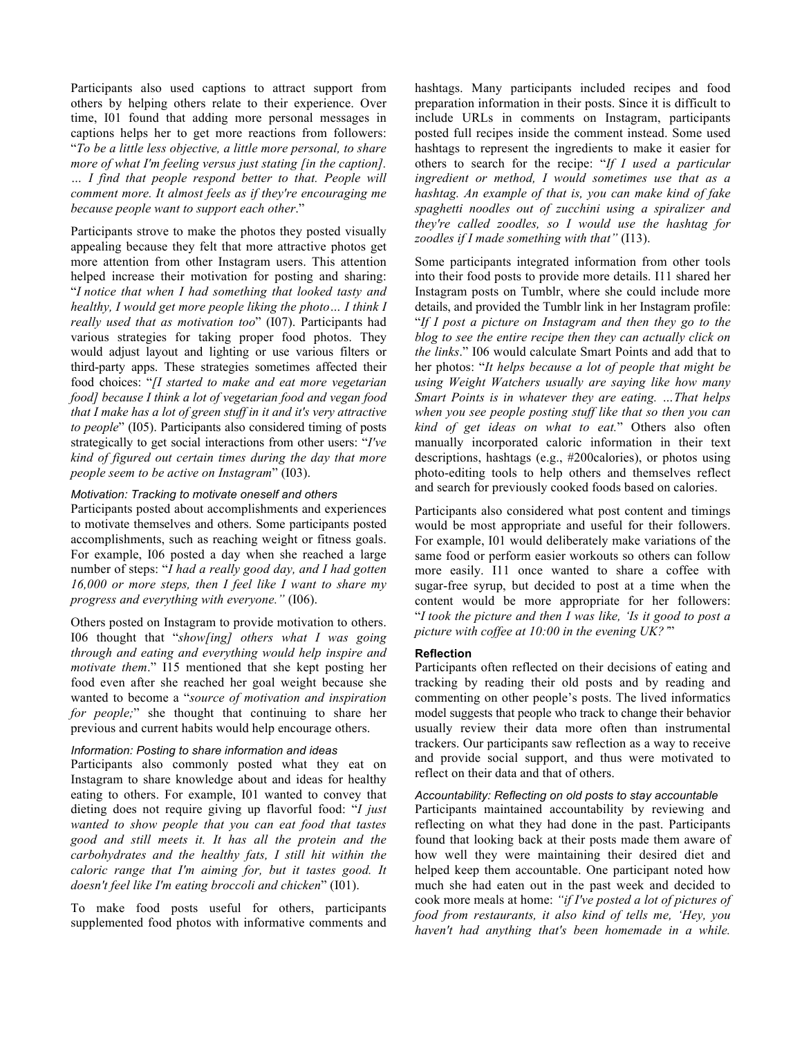Participants also used captions to attract support from others by helping others relate to their experience. Over time, I01 found that adding more personal messages in captions helps her to get more reactions from followers: "*To be a little less objective, a little more personal, to share more of what I'm feeling versus just stating [in the caption]. … I find that people respond better to that. People will comment more. It almost feels as if they're encouraging me because people want to support each other*."

Participants strove to make the photos they posted visually appealing because they felt that more attractive photos get more attention from other Instagram users. This attention helped increase their motivation for posting and sharing: "*I notice that when I had something that looked tasty and healthy, I would get more people liking the photo… I think I really used that as motivation too*" (I07). Participants had various strategies for taking proper food photos. They would adjust layout and lighting or use various filters or third-party apps. These strategies sometimes affected their food choices: "*[I started to make and eat more vegetarian food] because I think a lot of vegetarian food and vegan food that I make has a lot of green stuff in it and it's very attractive to people*" (I05). Participants also considered timing of posts strategically to get social interactions from other users: "*I've kind of figured out certain times during the day that more people seem to be active on Instagram*" (I03).

#### *Motivation: Tracking to motivate oneself and others*

Participants posted about accomplishments and experiences to motivate themselves and others. Some participants posted accomplishments, such as reaching weight or fitness goals. For example, I06 posted a day when she reached a large number of steps: "*I had a really good day, and I had gotten 16,000 or more steps, then I feel like I want to share my progress and everything with everyone."* (I06).

Others posted on Instagram to provide motivation to others. I06 thought that "*show[ing] others what I was going through and eating and everything would help inspire and motivate them*." I15 mentioned that she kept posting her food even after she reached her goal weight because she wanted to become a "*source of motivation and inspiration for people;*" she thought that continuing to share her previous and current habits would help encourage others.

#### *Information: Posting to share information and ideas*

Participants also commonly posted what they eat on Instagram to share knowledge about and ideas for healthy eating to others. For example, I01 wanted to convey that dieting does not require giving up flavorful food: "*I just wanted to show people that you can eat food that tastes good and still meets it. It has all the protein and the carbohydrates and the healthy fats, I still hit within the caloric range that I'm aiming for, but it tastes good. It doesn't feel like I'm eating broccoli and chicken*" (I01).

To make food posts useful for others, participants supplemented food photos with informative comments and hashtags. Many participants included recipes and food preparation information in their posts. Since it is difficult to include URLs in comments on Instagram, participants posted full recipes inside the comment instead. Some used hashtags to represent the ingredients to make it easier for others to search for the recipe: "*If I used a particular ingredient or method, I would sometimes use that as a hashtag. An example of that is, you can make kind of fake spaghetti noodles out of zucchini using a spiralizer and they're called zoodles, so I would use the hashtag for zoodles if I made something with that"* (I13).

Some participants integrated information from other tools into their food posts to provide more details. I11 shared her Instagram posts on Tumblr, where she could include more details, and provided the Tumblr link in her Instagram profile: "*If I post a picture on Instagram and then they go to the blog to see the entire recipe then they can actually click on the links*." I06 would calculate Smart Points and add that to her photos: "*It helps because a lot of people that might be using Weight Watchers usually are saying like how many Smart Points is in whatever they are eating. …That helps when you see people posting stuff like that so then you can kind of get ideas on what to eat.*" Others also often manually incorporated caloric information in their text descriptions, hashtags (e.g., #200calories), or photos using photo-editing tools to help others and themselves reflect and search for previously cooked foods based on calories.

Participants also considered what post content and timings would be most appropriate and useful for their followers. For example, I01 would deliberately make variations of the same food or perform easier workouts so others can follow more easily. I11 once wanted to share a coffee with sugar-free syrup, but decided to post at a time when the content would be more appropriate for her followers: "*I took the picture and then I was like, 'Is it good to post a picture with coffee at 10:00 in the evening UK?'*"

### **Reflection**

Participants often reflected on their decisions of eating and tracking by reading their old posts and by reading and commenting on other people's posts. The lived informatics model suggests that people who track to change their behavior usually review their data more often than instrumental trackers. Our participants saw reflection as a way to receive and provide social support, and thus were motivated to reflect on their data and that of others.

#### *Accountability: Reflecting on old posts to stay accountable*

Participants maintained accountability by reviewing and reflecting on what they had done in the past. Participants found that looking back at their posts made them aware of how well they were maintaining their desired diet and helped keep them accountable. One participant noted how much she had eaten out in the past week and decided to cook more meals at home: *"if I've posted a lot of pictures of food from restaurants, it also kind of tells me, 'Hey, you haven't had anything that's been homemade in a while.*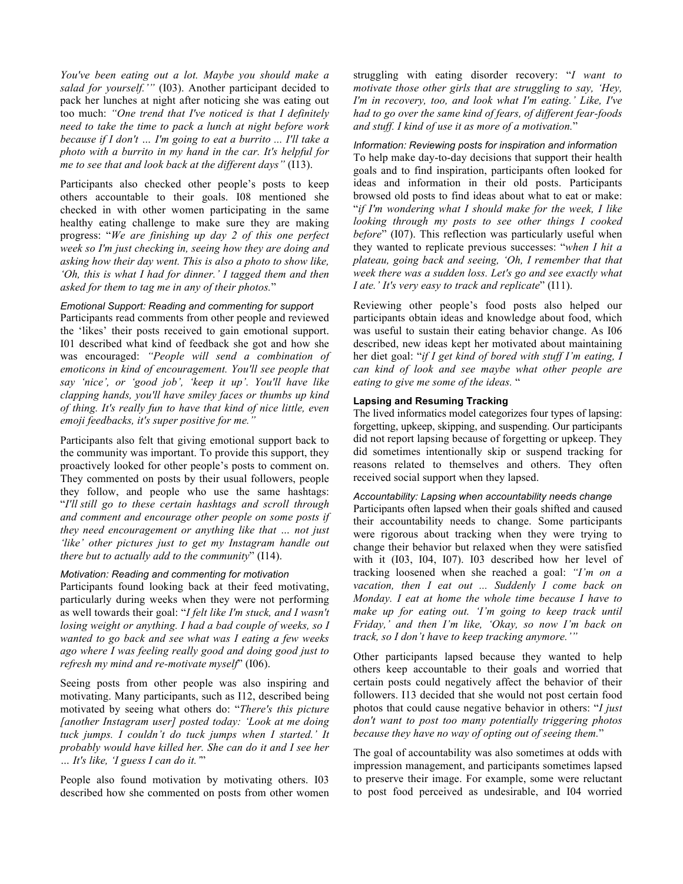*You've been eating out a lot. Maybe you should make a salad for yourself.'"* (I03). Another participant decided to pack her lunches at night after noticing she was eating out too much: *"One trend that I've noticed is that I definitely need to take the time to pack a lunch at night before work because if I don't … I'm going to eat a burrito ... I'll take a photo with a burrito in my hand in the car. It's helpful for me to see that and look back at the different days"* (I13).

Participants also checked other people's posts to keep others accountable to their goals. I08 mentioned she checked in with other women participating in the same healthy eating challenge to make sure they are making progress: "*We are finishing up day 2 of this one perfect week so I'm just checking in, seeing how they are doing and asking how their day went. This is also a photo to show like, 'Oh, this is what I had for dinner.' I tagged them and then asked for them to tag me in any of their photos.*"

#### *Emotional Support: Reading and commenting for support*

Participants read comments from other people and reviewed the 'likes' their posts received to gain emotional support. I01 described what kind of feedback she got and how she was encouraged: *"People will send a combination of emoticons in kind of encouragement. You'll see people that say 'nice', or 'good job', 'keep it up'. You'll have like clapping hands, you'll have smiley faces or thumbs up kind of thing. It's really fun to have that kind of nice little, even emoji feedbacks, it's super positive for me."*

Participants also felt that giving emotional support back to the community was important. To provide this support, they proactively looked for other people's posts to comment on. They commented on posts by their usual followers, people they follow, and people who use the same hashtags: "*I'll still go to these certain hashtags and scroll through and comment and encourage other people on some posts if they need encouragement or anything like that … not just 'like' other pictures just to get my Instagram handle out there but to actually add to the community*" (I14).

#### *Motivation: Reading and commenting for motivation*

Participants found looking back at their feed motivating, particularly during weeks when they were not performing as well towards their goal: "*I felt like I'm stuck, and I wasn't losing weight or anything. I had a bad couple of weeks, so I wanted to go back and see what was I eating a few weeks ago where I was feeling really good and doing good just to refresh my mind and re-motivate myself*" (I06).

Seeing posts from other people was also inspiring and motivating. Many participants, such as I12, described being motivated by seeing what others do: "*There's this picture [another Instagram user] posted today: 'Look at me doing tuck jumps. I couldn't do tuck jumps when I started.' It probably would have killed her. She can do it and I see her … It's like, 'I guess I can do it.'*"

People also found motivation by motivating others. I03 described how she commented on posts from other women struggling with eating disorder recovery: "*I want to motivate those other girls that are struggling to say, 'Hey, I'm in recovery, too, and look what I'm eating.' Like, I've had to go over the same kind of fears, of different fear-foods and stuff. I kind of use it as more of a motivation.*"

#### *Information: Reviewing posts for inspiration and information*

To help make day-to-day decisions that support their health goals and to find inspiration, participants often looked for ideas and information in their old posts. Participants browsed old posts to find ideas about what to eat or make: "*if I'm wondering what I should make for the week, I like looking through my posts to see other things I cooked before*" (I07). This reflection was particularly useful when they wanted to replicate previous successes: "*when I hit a plateau, going back and seeing, 'Oh, I remember that that week there was a sudden loss. Let's go and see exactly what I ate.' It's very easy to track and replicate*" (I11).

Reviewing other people's food posts also helped our participants obtain ideas and knowledge about food, which was useful to sustain their eating behavior change. As I06 described, new ideas kept her motivated about maintaining her diet goal: "*if I get kind of bored with stuff I'm eating, I can kind of look and see maybe what other people are eating to give me some of the ideas.* "

### Lapsing and Resuming Tracking

The lived informatics model categorizes four types of lapsing: forgetting, upkeep, skipping, and suspending. Our participants did not report lapsing because of forgetting or upkeep. They did sometimes intentionally skip or suspend tracking for reasons related to themselves and others. They often received social support when they lapsed.

#### *Accountability: Lapsing when accountability needs change*

Participants often lapsed when their goals shifted and caused their accountability needs to change. Some participants were rigorous about tracking when they were trying to change their behavior but relaxed when they were satisfied with it (I03, I04, I07). I03 described how her level of tracking loosened when she reached a goal: *"I'm on a vacation, then I eat out ... Suddenly I come back on Monday. I eat at home the whole time because I have to make up for eating out. 'I'm going to keep track until Friday,' and then I'm like, 'Okay, so now I'm back on track, so I don't have to keep tracking anymore.'"*

Other participants lapsed because they wanted to help others keep accountable to their goals and worried that certain posts could negatively affect the behavior of their followers. I13 decided that she would not post certain food photos that could cause negative behavior in others: "*I just don't want to post too many potentially triggering photos because they have no way of opting out of seeing them.*"

The goal of accountability was also sometimes at odds with impression management, and participants sometimes lapsed to preserve their image. For example, some were reluctant to post food perceived as undesirable, and I04 worried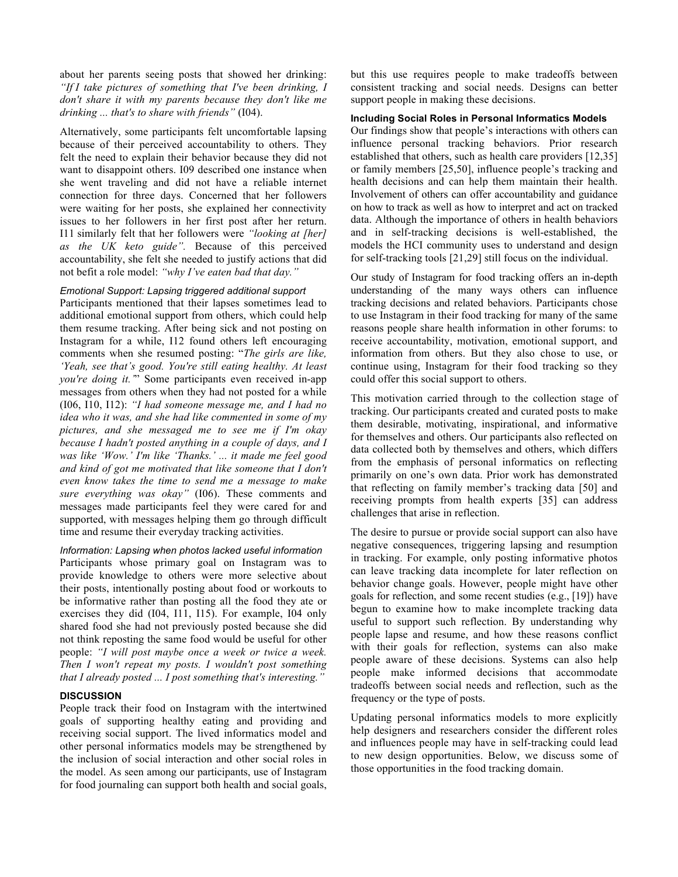about her parents seeing posts that showed her drinking: *"If I take pictures of something that I've been drinking, I don't share it with my parents because they don't like me drinking ... that's to share with friends"* (I04).

Alternatively, some participants felt uncomfortable lapsing because of their perceived accountability to others. They felt the need to explain their behavior because they did not want to disappoint others. I09 described one instance when she went traveling and did not have a reliable internet connection for three days. Concerned that her followers were waiting for her posts, she explained her connectivity issues to her followers in her first post after her return. I11 similarly felt that her followers were *"looking at [her] as the UK keto guide".* Because of this perceived accountability, she felt she needed to justify actions that did not befit a role model: *"why I've eaten bad that day."*

*Emotional Support: Lapsing triggered additional support*

Participants mentioned that their lapses sometimes lead to additional emotional support from others, which could help them resume tracking. After being sick and not posting on Instagram for a while, I12 found others left encouraging comments when she resumed posting: "*The girls are like, 'Yeah, see that's good. You're still eating healthy. At least you're doing it.'*" Some participants even received in-app messages from others when they had not posted for a while (I06, I10, I12): *"I had someone message me, and I had no idea who it was, and she had like commented in some of my pictures, and she messaged me to see me if I'm okay because I hadn't posted anything in a couple of days, and I was like 'Wow.' I'm like 'Thanks.' ... it made me feel good and kind of got me motivated that like someone that I don't even know takes the time to send me a message to make sure everything was okay"* (I06). These comments and messages made participants feel they were cared for and supported, with messages helping them go through difficult time and resume their everyday tracking activities.

*Information: Lapsing when photos lacked useful information*

Participants whose primary goal on Instagram was to provide knowledge to others were more selective about their posts, intentionally posting about food or workouts to be informative rather than posting all the food they ate or exercises they did (I04, I11, I15). For example, I04 only shared food she had not previously posted because she did not think reposting the same food would be useful for other people: *"I will post maybe once a week or twice a week. Then I won't repeat my posts. I wouldn't post something that I already posted ... I post something that's interesting."*

## DISCUSSION

People track their food on Instagram with the intertwined goals of supporting healthy eating and providing and receiving social support. The lived informatics model and other personal informatics models may be strengthened by the inclusion of social interaction and other social roles in the model. As seen among our participants, use of Instagram for food journaling can support both health and social goals, but this use requires people to make tradeoffs between consistent tracking and social needs. Designs can better support people in making these decisions.

### Including Social Roles in Personal Informatics Models

Our findings show that people's interactions with others can influence personal tracking behaviors. Prior research established that others, such as health care providers [12,35] or family members [25,50], influence people's tracking and health decisions and can help them maintain their health. Involvement of others can offer accountability and guidance on how to track as well as how to interpret and act on tracked data. Although the importance of others in health behaviors and in self-tracking decisions is well-established, the models the HCI community uses to understand and design for self-tracking tools [21,29] still focus on the individual.

Our study of Instagram for food tracking offers an in-depth understanding of the many ways others can influence tracking decisions and related behaviors. Participants chose to use Instagram in their food tracking for many of the same reasons people share health information in other forums: to receive accountability, motivation, emotional support, and information from others. But they also chose to use, or continue using, Instagram for their food tracking so they could offer this social support to others.

This motivation carried through to the collection stage of tracking. Our participants created and curated posts to make them desirable, motivating, inspirational, and informative for themselves and others. Our participants also reflected on data collected both by themselves and others, which differs from the emphasis of personal informatics on reflecting primarily on one's own data. Prior work has demonstrated that reflecting on family member's tracking data [50] and receiving prompts from health experts [35] can address challenges that arise in reflection.

The desire to pursue or provide social support can also have negative consequences, triggering lapsing and resumption in tracking. For example, only posting informative photos can leave tracking data incomplete for later reflection on behavior change goals. However, people might have other goals for reflection, and some recent studies (e.g., [19]) have begun to examine how to make incomplete tracking data useful to support such reflection. By understanding why people lapse and resume, and how these reasons conflict with their goals for reflection, systems can also make people aware of these decisions. Systems can also help people make informed decisions that accommodate tradeoffs between social needs and reflection, such as the frequency or the type of posts.

Updating personal informatics models to more explicitly help designers and researchers consider the different roles and influences people may have in self-tracking could lead to new design opportunities. Below, we discuss some of those opportunities in the food tracking domain.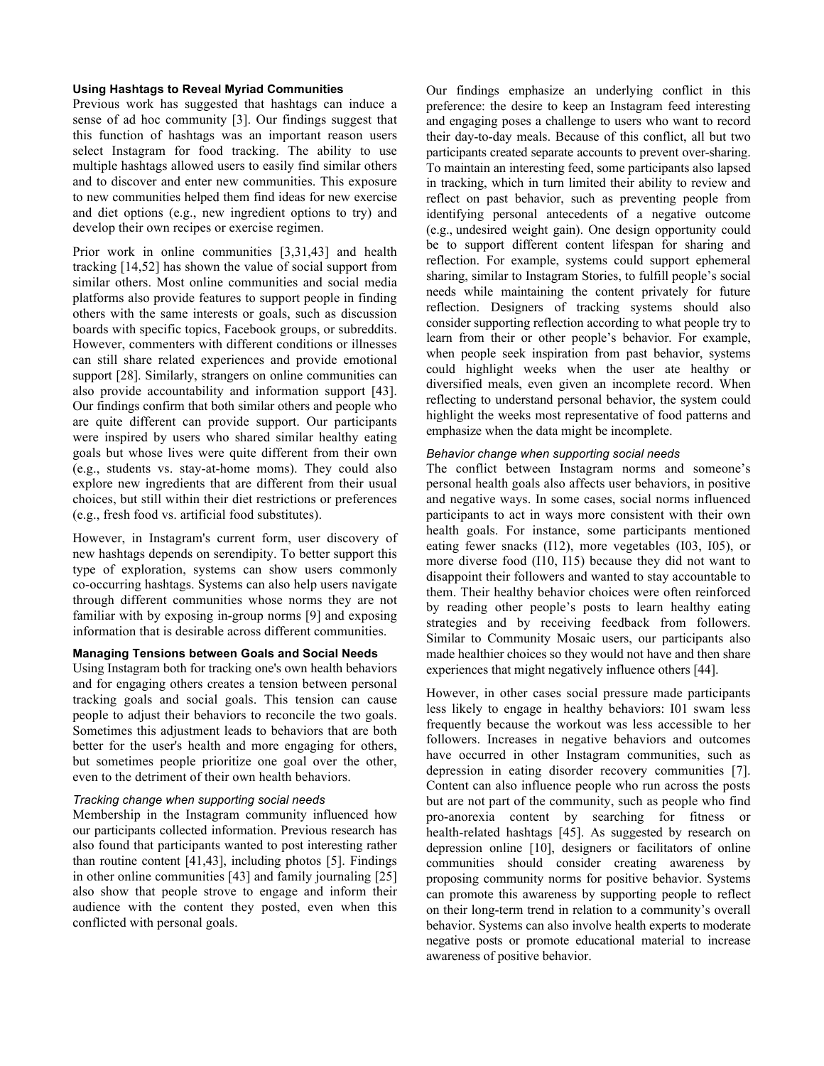### Using Hashtags to Reveal Myriad Communities

Previous work has suggested that hashtags can induce a sense of ad hoc community [3]. Our findings suggest that this function of hashtags was an important reason users select Instagram for food tracking. The ability to use multiple hashtags allowed users to easily find similar others and to discover and enter new communities. This exposure to new communities helped them find ideas for new exercise and diet options (e.g., new ingredient options to try) and develop their own recipes or exercise regimen.

Prior work in online communities [3,31,43] and health tracking [14,52] has shown the value of social support from similar others. Most online communities and social media platforms also provide features to support people in finding others with the same interests or goals, such as discussion boards with specific topics, Facebook groups, or subreddits. However, commenters with different conditions or illnesses can still share related experiences and provide emotional support [28]. Similarly, strangers on online communities can also provide accountability and information support [43]. Our findings confirm that both similar others and people who are quite different can provide support. Our participants were inspired by users who shared similar healthy eating goals but whose lives were quite different from their own (e.g., students vs. stay-at-home moms). They could also explore new ingredients that are different from their usual choices, but still within their diet restrictions or preferences (e.g., fresh food vs. artificial food substitutes).

However, in Instagram's current form, user discovery of new hashtags depends on serendipity. To better support this type of exploration, systems can show users commonly co-occurring hashtags. Systems can also help users navigate through different communities whose norms they are not familiar with by exposing in-group norms [9] and exposing information that is desirable across different communities.

### Managing Tensions between Goals and Social Needs

Using Instagram both for tracking one's own health behaviors and for engaging others creates a tension between personal tracking goals and social goals. This tension can cause people to adjust their behaviors to reconcile the two goals. Sometimes this adjustment leads to behaviors that are both better for the user's health and more engaging for others, but sometimes people prioritize one goal over the other, even to the detriment of their own health behaviors.

#### *Tracking change when supporting social needs*

Membership in the Instagram community influenced how our participants collected information. Previous research has also found that participants wanted to post interesting rather than routine content [41,43], including photos [5]. Findings in other online communities [43] and family journaling [25] also show that people strove to engage and inform their audience with the content they posted, even when this conflicted with personal goals.

Our findings emphasize an underlying conflict in this preference: the desire to keep an Instagram feed interesting and engaging poses a challenge to users who want to record their day-to-day meals. Because of this conflict, all but two participants created separate accounts to prevent over-sharing. To maintain an interesting feed, some participants also lapsed in tracking, which in turn limited their ability to review and reflect on past behavior, such as preventing people from identifying personal antecedents of a negative outcome (e.g., undesired weight gain). One design opportunity could be to support different content lifespan for sharing and reflection. For example, systems could support ephemeral sharing, similar to Instagram Stories, to fulfill people's social needs while maintaining the content privately for future reflection. Designers of tracking systems should also consider supporting reflection according to what people try to learn from their or other people's behavior. For example, when people seek inspiration from past behavior, systems could highlight weeks when the user ate healthy or diversified meals, even given an incomplete record. When reflecting to understand personal behavior, the system could highlight the weeks most representative of food patterns and emphasize when the data might be incomplete.

#### *Behavior change when supporting social needs*

The conflict between Instagram norms and someone's personal health goals also affects user behaviors, in positive and negative ways. In some cases, social norms influenced participants to act in ways more consistent with their own health goals. For instance, some participants mentioned eating fewer snacks (I12), more vegetables (I03, I05), or more diverse food (I10, I15) because they did not want to disappoint their followers and wanted to stay accountable to them. Their healthy behavior choices were often reinforced by reading other people's posts to learn healthy eating strategies and by receiving feedback from followers. Similar to Community Mosaic users, our participants also made healthier choices so they would not have and then share experiences that might negatively influence others [44].

However, in other cases social pressure made participants less likely to engage in healthy behaviors: I01 swam less frequently because the workout was less accessible to her followers. Increases in negative behaviors and outcomes have occurred in other Instagram communities, such as depression in eating disorder recovery communities [7]. Content can also influence people who run across the posts but are not part of the community, such as people who find pro-anorexia content by searching for fitness or health-related hashtags [45]. As suggested by research on depression online [10], designers or facilitators of online communities should consider creating awareness by proposing community norms for positive behavior. Systems can promote this awareness by supporting people to reflect on their long-term trend in relation to a community's overall behavior. Systems can also involve health experts to moderate negative posts or promote educational material to increase awareness of positive behavior.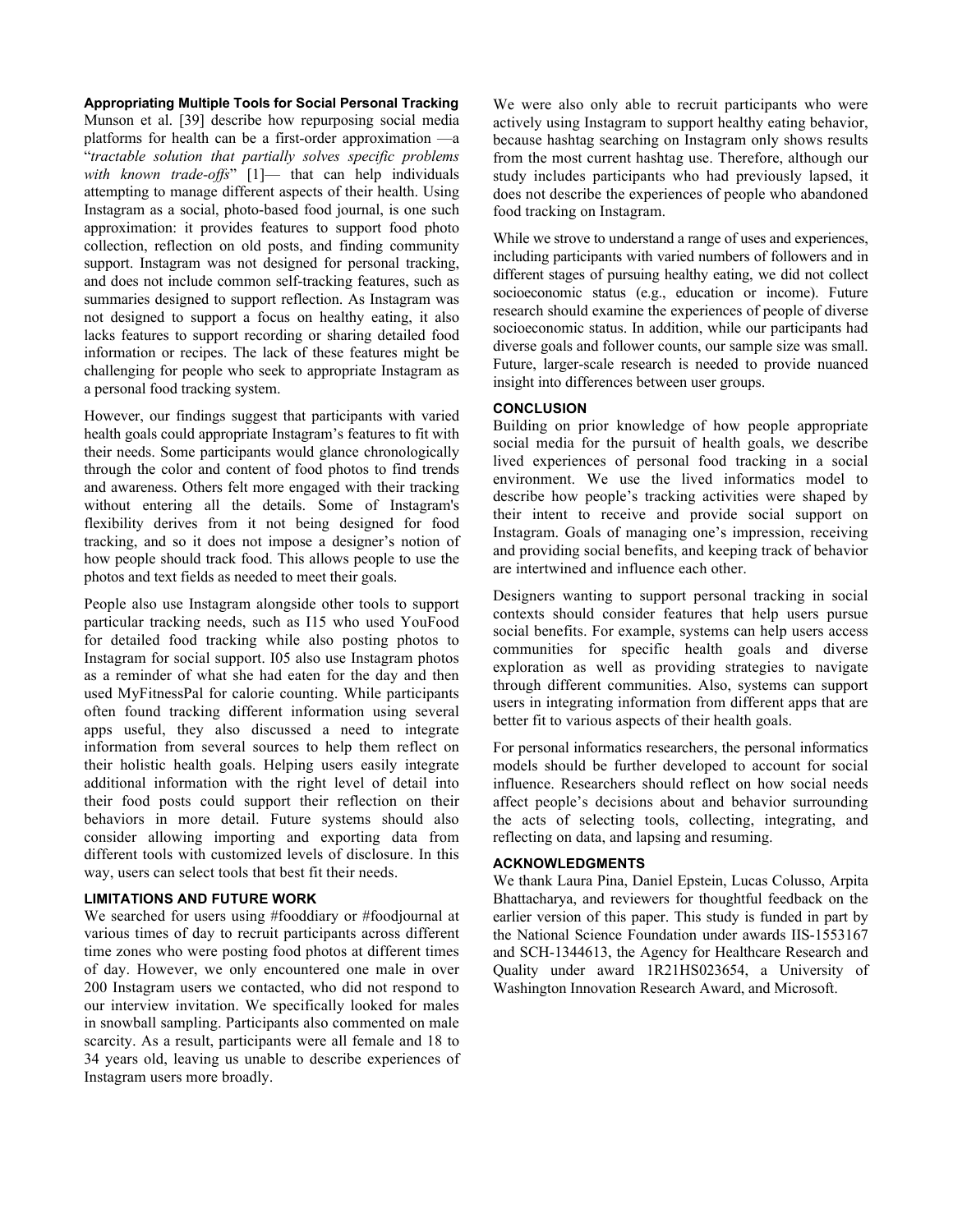### Appropriating Multiple Tools for Social Personal Tracking

Munson et al. [39] describe how repurposing social media platforms for health can be a first-order approximation —a "*tractable solution that partially solves specific problems with known trade-offs*" [1]— that can help individuals attempting to manage different aspects of their health. Using Instagram as a social, photo-based food journal, is one such approximation: it provides features to support food photo collection, reflection on old posts, and finding community support. Instagram was not designed for personal tracking, and does not include common self-tracking features, such as summaries designed to support reflection. As Instagram was not designed to support a focus on healthy eating, it also lacks features to support recording or sharing detailed food information or recipes. The lack of these features might be challenging for people who seek to appropriate Instagram as a personal food tracking system.

However, our findings suggest that participants with varied health goals could appropriate Instagram's features to fit with their needs. Some participants would glance chronologically through the color and content of food photos to find trends and awareness. Others felt more engaged with their tracking without entering all the details. Some of Instagram's flexibility derives from it not being designed for food tracking, and so it does not impose a designer's notion of how people should track food. This allows people to use the photos and text fields as needed to meet their goals.

People also use Instagram alongside other tools to support particular tracking needs, such as I15 who used YouFood for detailed food tracking while also posting photos to Instagram for social support. I05 also use Instagram photos as a reminder of what she had eaten for the day and then used MyFitnessPal for calorie counting. While participants often found tracking different information using several apps useful, they also discussed a need to integrate information from several sources to help them reflect on their holistic health goals. Helping users easily integrate additional information with the right level of detail into their food posts could support their reflection on their behaviors in more detail. Future systems should also consider allowing importing and exporting data from different tools with customized levels of disclosure. In this way, users can select tools that best fit their needs.

## LIMITATIONS AND FUTURE WORK

We searched for users using #fooddiary or #foodjournal at various times of day to recruit participants across different time zones who were posting food photos at different times of day. However, we only encountered one male in over 200 Instagram users we contacted, who did not respond to our interview invitation. We specifically looked for males in snowball sampling. Participants also commented on male scarcity. As a result, participants were all female and 18 to 34 years old, leaving us unable to describe experiences of Instagram users more broadly.

We were also only able to recruit participants who were actively using Instagram to support healthy eating behavior, because hashtag searching on Instagram only shows results from the most current hashtag use. Therefore, although our study includes participants who had previously lapsed, it does not describe the experiences of people who abandoned food tracking on Instagram.

While we strove to understand a range of uses and experiences, including participants with varied numbers of followers and in different stages of pursuing healthy eating, we did not collect socioeconomic status (e.g., education or income). Future research should examine the experiences of people of diverse socioeconomic status. In addition, while our participants had diverse goals and follower counts, our sample size was small. Future, larger-scale research is needed to provide nuanced insight into differences between user groups.

## CONCLUSION

Building on prior knowledge of how people appropriate social media for the pursuit of health goals, we describe lived experiences of personal food tracking in a social environment. We use the lived informatics model to describe how people's tracking activities were shaped by their intent to receive and provide social support on Instagram. Goals of managing one's impression, receiving and providing social benefits, and keeping track of behavior are intertwined and influence each other.

Designers wanting to support personal tracking in social contexts should consider features that help users pursue social benefits. For example, systems can help users access communities for specific health goals and diverse exploration as well as providing strategies to navigate through different communities. Also, systems can support users in integrating information from different apps that are better fit to various aspects of their health goals.

For personal informatics researchers, the personal informatics models should be further developed to account for social influence. Researchers should reflect on how social needs affect people's decisions about and behavior surrounding the acts of selecting tools, collecting, integrating, and reflecting on data, and lapsing and resuming.

## ACKNOWLEDGMENTS

We thank Laura Pina, Daniel Epstein, Lucas Colusso, Arpita Bhattacharya, and reviewers for thoughtful feedback on the earlier version of this paper. This study is funded in part by the National Science Foundation under awards IIS-1553167 and SCH-1344613, the Agency for Healthcare Research and Quality under award 1R21HS023654, a University of Washington Innovation Research Award, and Microsoft.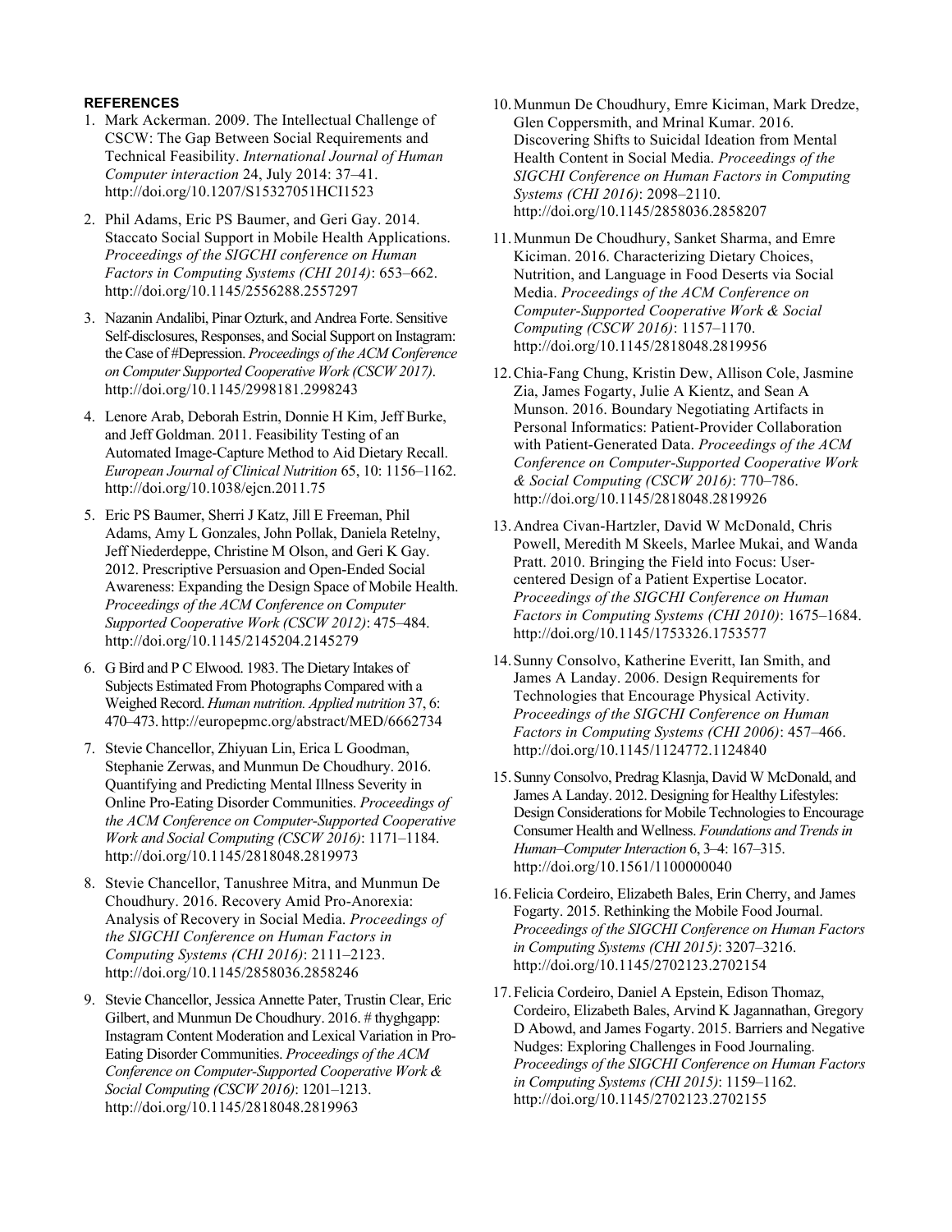## REFERENCES

1. Mark Ackerman. 2009. The Intellectual Challenge of CSCW: The Gap Between Social Requirements and Technical Feasibility. *International Journal of Human Computer interaction* 24, July 2014: 37–41. http://doi.org/10.1207/S15327051HCI1523

2. Phil Adams, Eric PS Baumer, and Geri Gay. 2014. Staccato Social Support in Mobile Health Applications. *Proceedings of the SIGCHI conference on Human Factors in Computing Systems (CHI 2014)*: 653–662. http://doi.org/10.1145/2556288.2557297

3. Nazanin Andalibi, Pinar Ozturk, and Andrea Forte. Sensitive Self-disclosures, Responses, and Social Support on Instagram: the Case of #Depression. *Proceedings of the ACM Conference on Computer Supported Cooperative Work (CSCW 2017)*. http://doi.org/10.1145/2998181.2998243

4. Lenore Arab, Deborah Estrin, Donnie H Kim, Jeff Burke, and Jeff Goldman. 2011. Feasibility Testing of an Automated Image-Capture Method to Aid Dietary Recall. *European Journal of Clinical Nutrition* 65, 10: 1156–1162. http://doi.org/10.1038/ejcn.2011.75

5. Eric PS Baumer, Sherri J Katz, Jill E Freeman, Phil Adams, Amy L Gonzales, John Pollak, Daniela Retelny, Jeff Niederdeppe, Christine M Olson, and Geri K Gay. 2012. Prescriptive Persuasion and Open-Ended Social Awareness: Expanding the Design Space of Mobile Health. *Proceedings of the ACM Conference on Computer Supported Cooperative Work (CSCW 2012)*: 475–484. http://doi.org/10.1145/2145204.2145279

6. G Bird and P C Elwood. 1983. The Dietary Intakes of Subjects Estimated From Photographs Compared with a Weighed Record. *Human nutrition. Applied nutrition* 37, 6: 470–473. http://europepmc.org/abstract/MED/6662734

7. Stevie Chancellor, Zhiyuan Lin, Erica L Goodman, Stephanie Zerwas, and Munmun De Choudhury. 2016. Quantifying and Predicting Mental Illness Severity in Online Pro-Eating Disorder Communities. *Proceedings of the ACM Conference on Computer-Supported Cooperative Work and Social Computing (CSCW 2016)*: 1171–1184. http://doi.org/10.1145/2818048.2819973

8. Stevie Chancellor, Tanushree Mitra, and Munmun De Choudhury. 2016. Recovery Amid Pro-Anorexia: Analysis of Recovery in Social Media. *Proceedings of the SIGCHI Conference on Human Factors in Computing Systems (CHI 2016)*: 2111–2123. http://doi.org/10.1145/2858036.2858246

9. Stevie Chancellor, Jessica Annette Pater, Trustin Clear, Eric Gilbert, and Munmun De Choudhury. 2016. # thyghgapp: Instagram Content Moderation and Lexical Variation in Pro-Eating Disorder Communities. *Proceedings of the ACM Conference on Computer-Supported Cooperative Work & Social Computing (CSCW 2016)*: 1201–1213. http://doi.org/10.1145/2818048.2819963

10. Munmun De Choudhury, Emre Kiciman, Mark Dredze, Glen Coppersmith, and Mrinal Kumar. 2016. Discovering Shifts to Suicidal Ideation from Mental Health Content in Social Media. *Proceedings of the SIGCHI Conference on Human Factors in Computing Systems (CHI 2016)*: 2098–2110. http://doi.org/10.1145/2858036.2858207

11. Munmun De Choudhury, Sanket Sharma, and Emre Kiciman. 2016. Characterizing Dietary Choices, Nutrition, and Language in Food Deserts via Social Media. *Proceedings of the ACM Conference on Computer-Supported Cooperative Work & Social Computing (CSCW 2016)*: 1157–1170. http://doi.org/10.1145/2818048.2819956

12. Chia-Fang Chung, Kristin Dew, Allison Cole, Jasmine Zia, James Fogarty, Julie A Kientz, and Sean A Munson. 2016. Boundary Negotiating Artifacts in Personal Informatics: Patient-Provider Collaboration with Patient-Generated Data. *Proceedings of the ACM Conference on Computer-Supported Cooperative Work & Social Computing (CSCW 2016)*: 770–786. http://doi.org/10.1145/2818048.2819926

13. Andrea Civan-Hartzler, David W McDonald, Chris Powell, Meredith M Skeels, Marlee Mukai, and Wanda Pratt. 2010. Bringing the Field into Focus: User-centered Design of a Patient Expertise Locator. *Proceedings of the SIGCHI Conference on Human Factors in Computing Systems (CHI 2010)*: 1675–1684. http://doi.org/10.1145/1753326.1753577

14. Sunny Consolvo, Katherine Everitt, Ian Smith, and James A Landay. 2006. Design Requirements for Technologies that Encourage Physical Activity. *Proceedings of the SIGCHI Conference on Human Factors in Computing Systems (CHI 2006)*: 457–466. http://doi.org/10.1145/1124772.1124840

15. Sunny Consolvo, Predrag Klasnja, David W McDonald, and James A Landay. 2012. Designing for Healthy Lifestyles: Design Considerations for Mobile Technologies to Encourage Consumer Health and Wellness. *Foundations and Trends in Human–Computer Interaction* 6, 3–4: 167–315. http://doi.org/10.1561/1100000040

16. Felicia Cordeiro, Elizabeth Bales, Erin Cherry, and James Fogarty. 2015. Rethinking the Mobile Food Journal. *Proceedings of the SIGCHI Conference on Human Factors in Computing Systems (CHI 2015)*: 3207–3216. http://doi.org/10.1145/2702123.2702154

17. Felicia Cordeiro, Daniel A Epstein, Edison Thomaz, Cordeiro, Elizabeth Bales, Arvind K Jagannathan, Gregory D Abowd, and James Fogarty. 2015. Barriers and Negative Nudges: Exploring Challenges in Food Journaling. *Proceedings of the SIGCHI Conference on Human Factors in Computing Systems (CHI 2015)*: 1159–1162. http://doi.org/10.1145/2702123.2702155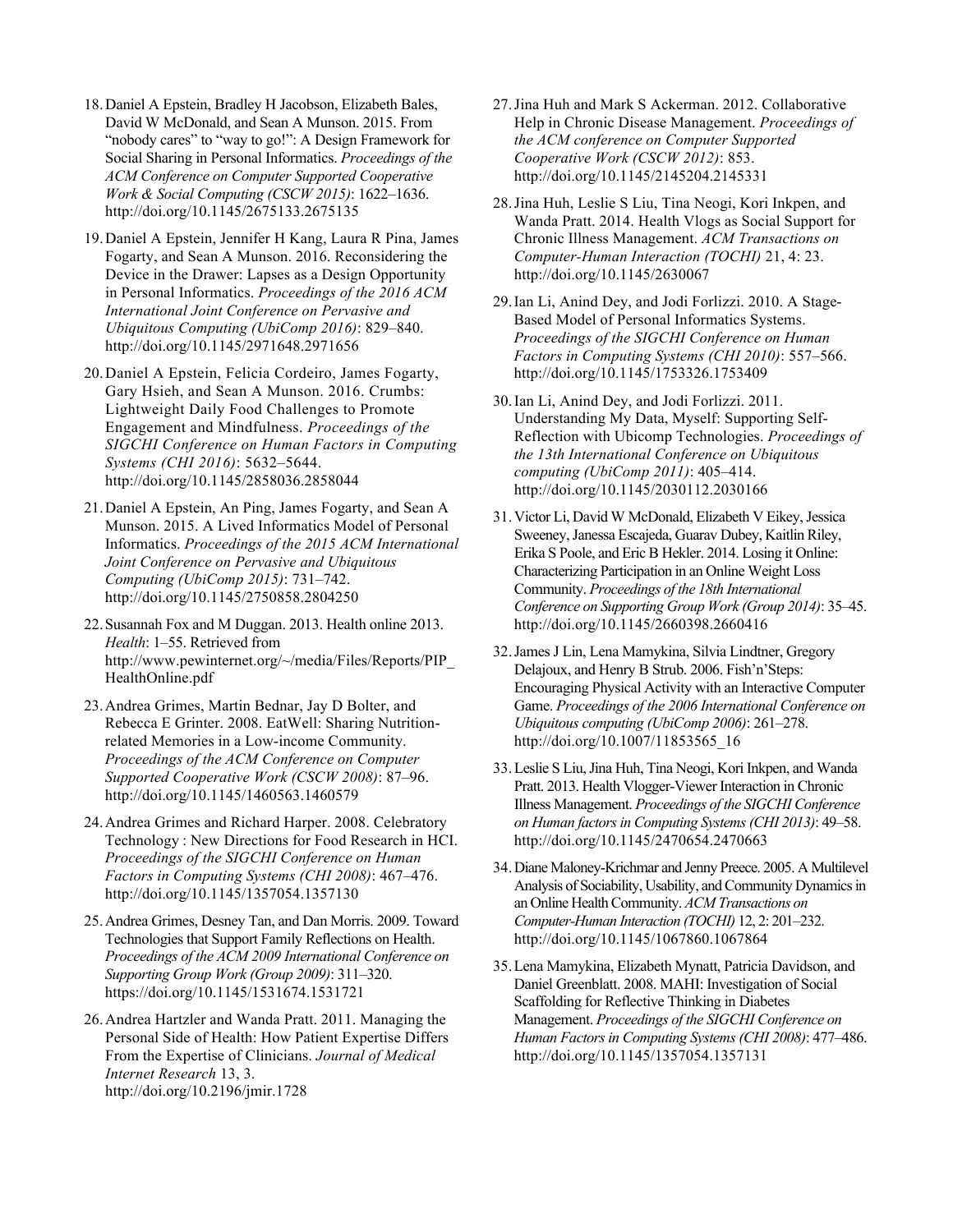18. Daniel A Epstein, Bradley H Jacobson, Elizabeth Bales, David W McDonald, and Sean A Munson. 2015. From "nobody cares" to "way to go!": A Design Framework for Social Sharing in Personal Informatics. *Proceedings of the ACM Conference on Computer Supported Cooperative Work & Social Computing (CSCW 2015)*: 1622–1636. http://doi.org/10.1145/2675133.2675135

19. Daniel A Epstein, Jennifer H Kang, Laura R Pina, James Fogarty, and Sean A Munson. 2016. Reconsidering the Device in the Drawer: Lapses as a Design Opportunity in Personal Informatics. *Proceedings of the 2016 ACM International Joint Conference on Pervasive and Ubiquitous Computing (UbiComp 2016)*: 829–840. http://doi.org/10.1145/2971648.2971656

20. Daniel A Epstein, Felicia Cordeiro, James Fogarty, Gary Hsieh, and Sean A Munson. 2016. Crumbs: Lightweight Daily Food Challenges to Promote Engagement and Mindfulness. *Proceedings of the SIGCHI Conference on Human Factors in Computing Systems (CHI 2016)*: 5632–5644. http://doi.org/10.1145/2858036.2858044

21. Daniel A Epstein, An Ping, James Fogarty, and Sean A Munson. 2015. A Lived Informatics Model of Personal Informatics. *Proceedings of the 2015 ACM International Joint Conference on Pervasive and Ubiquitous Computing (UbiComp 2015)*: 731–742. http://doi.org/10.1145/2750858.2804250

22. Susannah Fox and M Duggan. 2013. Health online 2013. *Health*: 1–55. Retrieved from http://www.pewinternet.org/~/media/Files/Reports/PIP_HealthOnline.pdf

23. Andrea Grimes, Martin Bednar, Jay D Bolter, and Rebecca E Grinter. 2008. EatWell: Sharing Nutrition-related Memories in a Low-income Community. *Proceedings of the ACM Conference on Computer Supported Cooperative Work (CSCW 2008)*: 87–96. http://doi.org/10.1145/1460563.1460579

24. Andrea Grimes and Richard Harper. 2008. Celebratory Technology : New Directions for Food Research in HCI. *Proceedings of the SIGCHI Conference on Human Factors in Computing Systems (CHI 2008)*: 467–476. http://doi.org/10.1145/1357054.1357130

25. Andrea Grimes, Desney Tan, and Dan Morris. 2009. Toward Technologies that Support Family Reflections on Health. *Proceedings of the ACM 2009 International Conference on Supporting Group Work (Group 2009)*: 311–320. https://doi.org/10.1145/1531674.1531721

26. Andrea Hartzler and Wanda Pratt. 2011. Managing the Personal Side of Health: How Patient Expertise Differs From the Expertise of Clinicians. *Journal of Medical Internet Research* 13, 3. http://doi.org/10.2196/jmir.1728

27. Jina Huh and Mark S Ackerman. 2012. Collaborative Help in Chronic Disease Management. *Proceedings of the ACM conference on Computer Supported Cooperative Work (CSCW 2012)*: 853. http://doi.org/10.1145/2145204.2145331

28. Jina Huh, Leslie S Liu, Tina Neogi, Kori Inkpen, and Wanda Pratt. 2014. Health Vlogs as Social Support for Chronic Illness Management. *ACM Transactions on Computer-Human Interaction (TOCHI)* 21, 4: 23. http://doi.org/10.1145/2630067

29. Ian Li, Anind Dey, and Jodi Forlizzi. 2010. A Stage-Based Model of Personal Informatics Systems. *Proceedings of the SIGCHI Conference on Human Factors in Computing Systems (CHI 2010)*: 557–566. http://doi.org/10.1145/1753326.1753409

30. Ian Li, Anind Dey, and Jodi Forlizzi. 2011. Understanding My Data, Myself: Supporting Self-Reflection with Ubicomp Technologies. *Proceedings of the 13th International Conference on Ubiquitous computing (UbiComp 2011)*: 405–414. http://doi.org/10.1145/2030112.2030166

31. Victor Li, David W McDonald, Elizabeth V Eikey, Jessica Sweeney, Janessa Escajeda, Guarav Dubey, Kaitlin Riley, Erika S Poole, and Eric B Hekler. 2014. Losing it Online: Characterizing Participation in an Online Weight Loss Community. *Proceedings of the 18th International Conference on Supporting Group Work (Group 2014)*: 35–45. http://doi.org/10.1145/2660398.2660416

32. James J Lin, Lena Mamykina, Silvia Lindtner, Gregory Delajoux, and Henry B Strub. 2006. Fish'n'Steps: Encouraging Physical Activity with an Interactive Computer Game. *Proceedings of the 2006 International Conference on Ubiquitous computing (UbiComp 2006)*: 261–278. http://doi.org/10.1007/11853565_16

33. Leslie S Liu, Jina Huh, Tina Neogi, Kori Inkpen, and Wanda Pratt. 2013. Health Vlogger-Viewer Interaction in Chronic Illness Management. *Proceedings of the SIGCHI Conference on Human factors in Computing Systems (CHI 2013)*: 49–58. http://doi.org/10.1145/2470654.2470663

34. Diane Maloney-Krichmar and Jenny Preece. 2005. A Multilevel Analysis of Sociability, Usability, and Community Dynamics in an Online Health Community. *ACM Transactions on Computer-Human Interaction (TOCHI)* 12, 2: 201–232. http://doi.org/10.1145/1067860.1067864

35. Lena Mamykina, Elizabeth Mynatt, Patricia Davidson, and Daniel Greenblatt. 2008. MAHI: Investigation of Social Scaffolding for Reflective Thinking in Diabetes Management. *Proceedings of the SIGCHI Conference on Human Factors in Computing Systems (CHI 2008)*: 477–486. http://doi.org/10.1145/1357054.1357131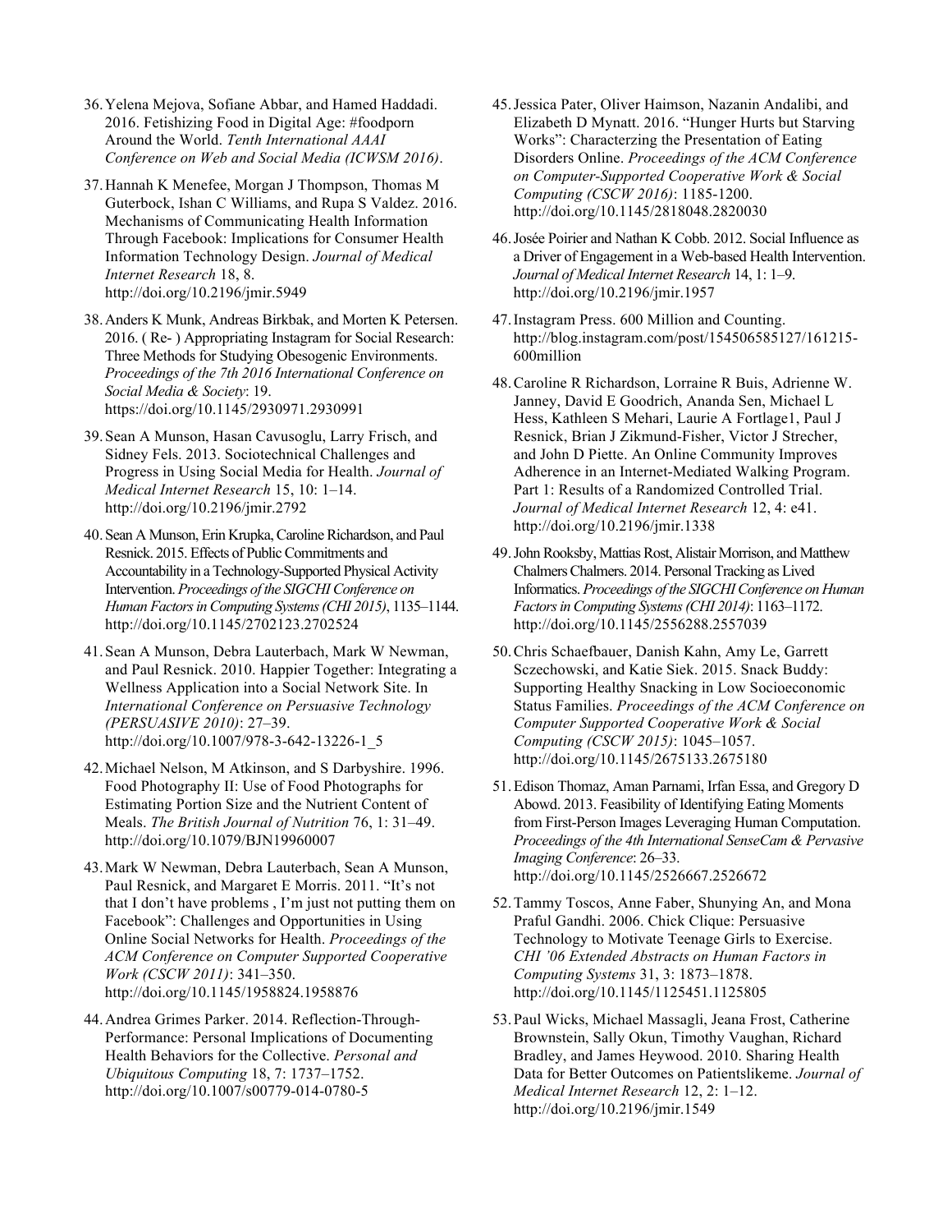36. Yelena Mejova, Sofiane Abbar, and Hamed Haddadi. 2016. Fetishizing Food in Digital Age: #foodporn Around the World. *Tenth International AAAI Conference on Web and Social Media (ICWSM 2016)*.

37. Hannah K Menefee, Morgan J Thompson, Thomas M Guterbock, Ishan C Williams, and Rupa S Valdez. 2016. Mechanisms of Communicating Health Information Through Facebook: Implications for Consumer Health Information Technology Design. *Journal of Medical Internet Research* 18, 8. http://doi.org/10.2196/jmir.5949

38. Anders K Munk, Andreas Birkbak, and Morten K Petersen. 2016. ( Re- ) Appropriating Instagram for Social Research: Three Methods for Studying Obesogenic Environments. *Proceedings of the 7th 2016 International Conference on Social Media & Society*: 19. https://doi.org/10.1145/2930971.2930991

39. Sean A Munson, Hasan Cavusoglu, Larry Frisch, and Sidney Fels. 2013. Sociotechnical Challenges and Progress in Using Social Media for Health. *Journal of Medical Internet Research* 15, 10: 1–14. http://doi.org/10.2196/jmir.2792

40. Sean A Munson, Erin Krupka, Caroline Richardson, and Paul Resnick. 2015. Effects of Public Commitments and Accountability in a Technology-Supported Physical Activity Intervention. *Proceedings of the SIGCHI Conference on Human Factors in Computing Systems (CHI 2015)*, 1135–1144. http://doi.org/10.1145/2702123.2702524

41. Sean A Munson, Debra Lauterbach, Mark W Newman, and Paul Resnick. 2010. Happier Together: Integrating a Wellness Application into a Social Network Site. In *International Conference on Persuasive Technology (PERSUASIVE 2010)*: 27–39. http://doi.org/10.1007/978-3-642-13226-1_5

42. Michael Nelson, M Atkinson, and S Darbyshire. 1996. Food Photography II: Use of Food Photographs for Estimating Portion Size and the Nutrient Content of Meals. *The British Journal of Nutrition* 76, 1: 31–49. http://doi.org/10.1079/BJN19960007

43. Mark W Newman, Debra Lauterbach, Sean A Munson, Paul Resnick, and Margaret E Morris. 2011. "It's not that I don't have problems , I'm just not putting them on Facebook": Challenges and Opportunities in Using Online Social Networks for Health. *Proceedings of the ACM Conference on Computer Supported Cooperative Work (CSCW 2011)*: 341–350. http://doi.org/10.1145/1958824.1958876

44. Andrea Grimes Parker. 2014. Reflection-Through-Performance: Personal Implications of Documenting Health Behaviors for the Collective. *Personal and Ubiquitous Computing* 18, 7: 1737–1752. http://doi.org/10.1007/s00779-014-0780-5

45. Jessica Pater, Oliver Haimson, Nazanin Andalibi, and Elizabeth D Mynatt. 2016. "Hunger Hurts but Starving Works": Characterzing the Presentation of Eating Disorders Online. *Proceedings of the ACM Conference on Computer-Supported Cooperative Work & Social Computing (CSCW 2016)*: 1185-1200. http://doi.org/10.1145/2818048.2820030

46. Josée Poirier and Nathan K Cobb. 2012. Social Influence as a Driver of Engagement in a Web-based Health Intervention. *Journal of Medical Internet Research* 14, 1: 1–9. http://doi.org/10.2196/jmir.1957

47. Instagram Press. 600 Million and Counting. http://blog.instagram.com/post/154506585127/161215-600million

48. Caroline R Richardson, Lorraine R Buis, Adrienne W. Janney, David E Goodrich, Ananda Sen, Michael L Hess, Kathleen S Mehari, Laurie A Fortlage1, Paul J Resnick, Brian J Zikmund-Fisher, Victor J Strecher, and John D Piette. An Online Community Improves Adherence in an Internet-Mediated Walking Program. Part 1: Results of a Randomized Controlled Trial. *Journal of Medical Internet Research* 12, 4: e41. http://doi.org/10.2196/jmir.1338

49. John Rooksby, Mattias Rost, Alistair Morrison, and Matthew Chalmers Chalmers. 2014. Personal Tracking as Lived Informatics. *Proceedings of the SIGCHI Conference on Human Factors in Computing Systems (CHI 2014)*: 1163–1172. http://doi.org/10.1145/2556288.2557039

50. Chris Schaefbauer, Danish Kahn, Amy Le, Garrett Sczechowski, and Katie Siek. 2015. Snack Buddy: Supporting Healthy Snacking in Low Socioeconomic Status Families. *Proceedings of the ACM Conference on Computer Supported Cooperative Work & Social Computing (CSCW 2015)*: 1045–1057. http://doi.org/10.1145/2675133.2675180

51. Edison Thomaz, Aman Parnami, Irfan Essa, and Gregory D Abowd. 2013. Feasibility of Identifying Eating Moments from First-Person Images Leveraging Human Computation. *Proceedings of the 4th International SenseCam & Pervasive Imaging Conference*: 26–33. http://doi.org/10.1145/2526667.2526672

52. Tammy Toscos, Anne Faber, Shunying An, and Mona Praful Gandhi. 2006. Chick Clique: Persuasive Technology to Motivate Teenage Girls to Exercise. *CHI '06 Extended Abstracts on Human Factors in Computing Systems* 31, 3: 1873–1878. http://doi.org/10.1145/1125451.1125805

53. Paul Wicks, Michael Massagli, Jeana Frost, Catherine Brownstein, Sally Okun, Timothy Vaughan, Richard Bradley, and James Heywood. 2010. Sharing Health Data for Better Outcomes on Patientslikeme. *Journal of Medical Internet Research* 12, 2: 1–12. http://doi.org/10.2196/jmir.1549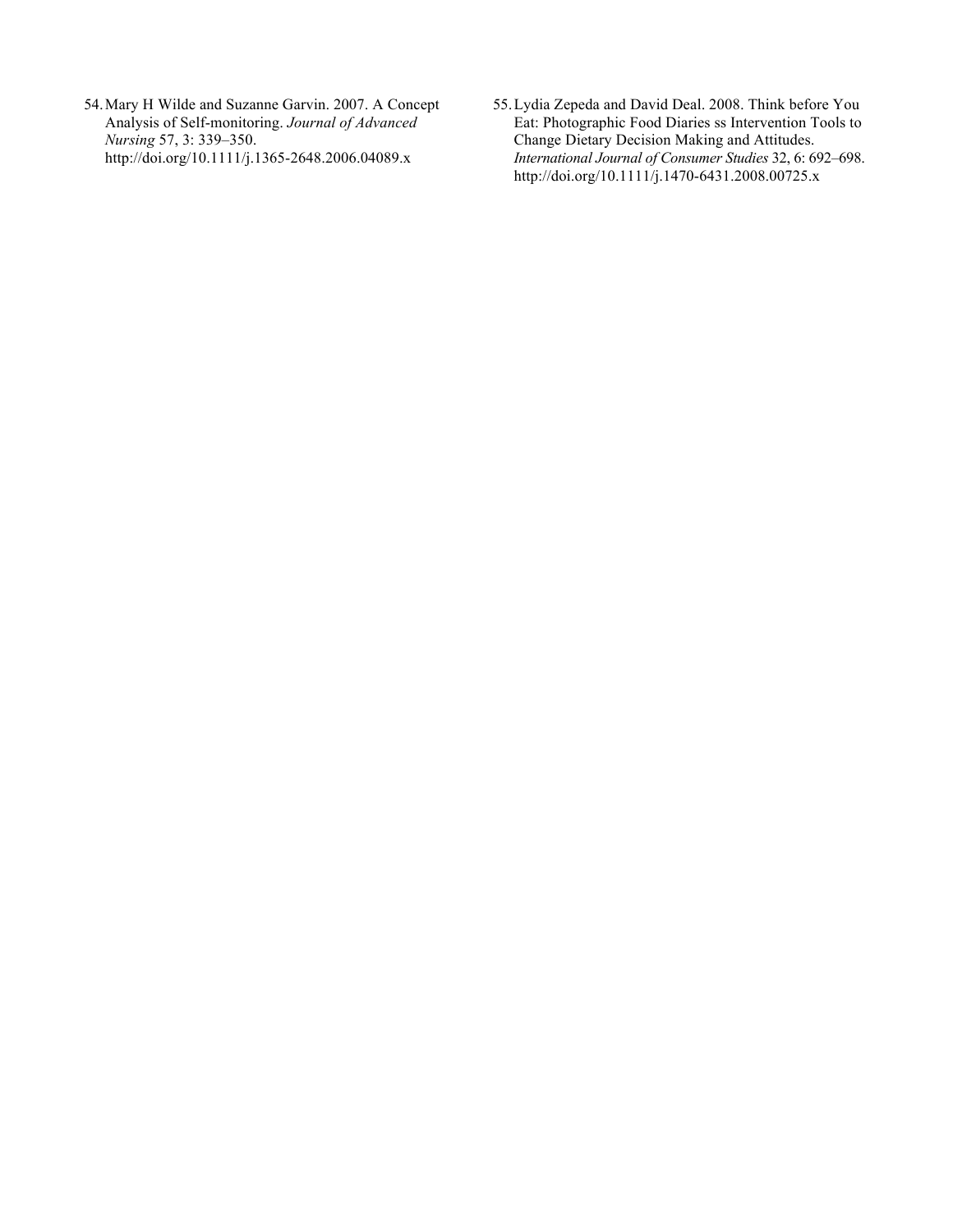54. Mary H Wilde and Suzanne Garvin. 2007. A Concept Analysis of Self-monitoring. *Journal of Advanced Nursing* 57, 3: 339–350. http://doi.org/10.1111/j.1365-2648.2006.04089.x

55. Lydia Zepeda and David Deal. 2008. Think before You Eat: Photographic Food Diaries ss Intervention Tools to Change Dietary Decision Making and Attitudes. *International Journal of Consumer Studies* 32, 6: 692–698. http://doi.org/10.1111/j.1470-6431.2008.00725.x